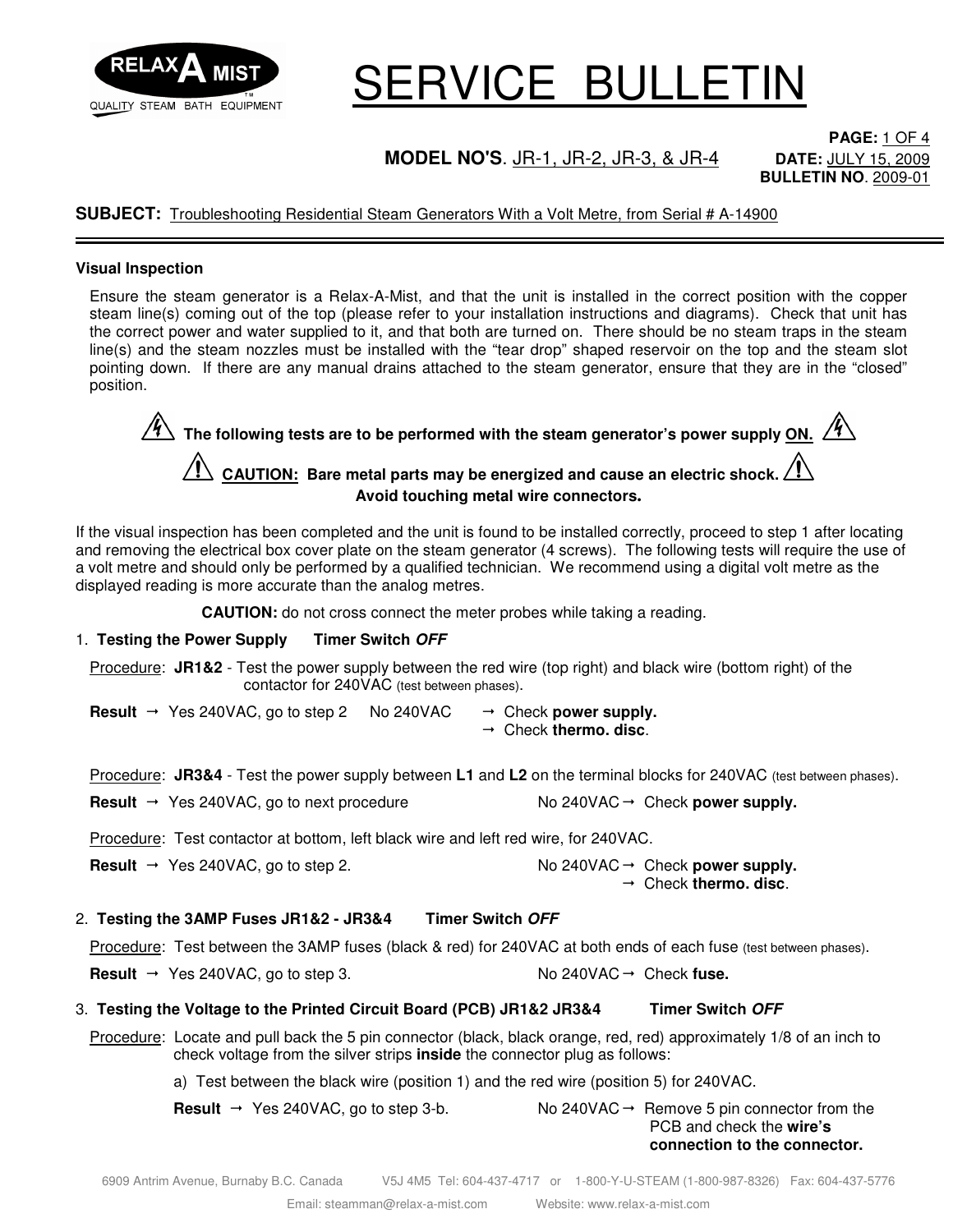RELAX A MIST™
QUALITY STEAM BATH EQUIPMENT

# SERVICE BULLETIN

**PAGE:** 1 OF 4

**MODEL NO'S**. JR-1, JR-2, JR-3, & JR-4

**DATE:** JULY 15, 2009

**BULLETIN NO**. 2009-01

**SUBJECT:** Troubleshooting Residential Steam Generators With a Volt Metre, from Serial # A-14900

---

**Visual Inspection**

Ensure the steam generator is a Relax-A-Mist, and that the unit is installed in the correct position with the copper steam line(s) coming out of the top (please refer to your installation instructions and diagrams). Check that unit has the correct power and water supplied to it, and that both are turned on. There should be no steam traps in the steam line(s) and the steam nozzles must be installed with the "tear drop" shaped reservoir on the top and the steam slot pointing down. If there are any manual drains attached to the steam generator, ensure that they are in the "closed" position.

**The following tests are to be performed with the steam generator's power supply ON.**

**CAUTION: Bare metal parts may be energized and cause an electric shock. Avoid touching metal wire connectors.**

If the visual inspection has been completed and the unit is found to be installed correctly, proceed to step 1 after locating and removing the electrical box cover plate on the steam generator (4 screws). The following tests will require the use of a volt metre and should only be performed by a qualified technician. We recommend using a digital volt metre as the displayed reading is more accurate than the analog metres.

**CAUTION:** do not cross connect the meter probes while taking a reading.

1. **Testing the Power Supply** **Timer Switch *OFF***

   Procedure: **JR1&2** - Test the power supply between the red wire (top right) and black wire (bottom right) of the contactor for 240VAC (test between phases).

   **Result** → Yes 240VAC, go to step 2. No 240VAC → Check **power supply.** → Check **thermo. disc**.

   Procedure: **JR3&4** - Test the power supply between **L1** and **L2** on the terminal blocks for 240VAC (test between phases).

   **Result** → Yes 240VAC, go to next procedure. No 240VAC → Check **power supply.**

   Procedure: Test contactor at bottom, left black wire and left red wire, for 240VAC.

   **Result** → Yes 240VAC, go to step 2. No 240VAC → Check **power supply.** → Check **thermo. disc**.

2. **Testing the 3AMP Fuses JR1&2 - JR3&4** **Timer Switch *OFF***

   Procedure: Test between the 3AMP fuses (black & red) for 240VAC at both ends of each fuse (test between phases).

   **Result** → Yes 240VAC, go to step 3. No 240VAC → Check **fuse.**

3. **Testing the Voltage to the Printed Circuit Board (PCB) JR1&2 JR3&4** **Timer Switch *OFF***

   Procedure: Locate and pull back the 5 pin connector (black, black orange, red, red) approximately 1/8 of an inch to check voltage from the silver strips **inside** the connector plug as follows:

   a) Test between the black wire (position 1) and the red wire (position 5) for 240VAC.

   **Result** → Yes 240VAC, go to step 3-b. No 240VAC → Remove 5 pin connector from the PCB and check the **wire's connection to the connector.**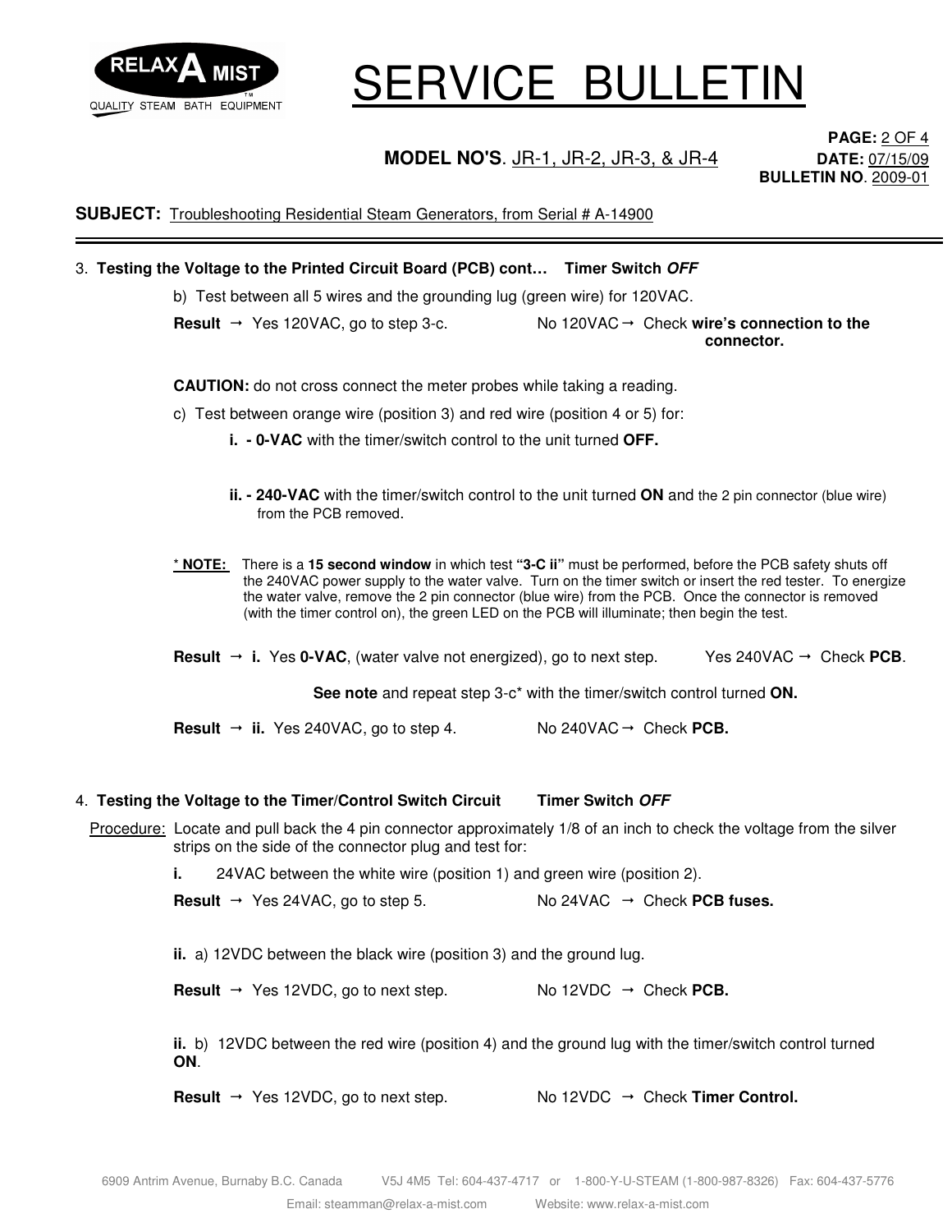# SERVICE BULLETIN

**MODEL NO'S**. JR-1, JR-2, JR-3, & JR-4

**PAGE:** 2 OF 4
**DATE:** 07/15/09
**BULLETIN NO**. 2009-01

**SUBJECT:** Troubleshooting Residential Steam Generators, from Serial # A-14900

---

3. **Testing the Voltage to the Printed Circuit Board (PCB) cont…   Timer Switch *OFF***

b) Test between all 5 wires and the grounding lug (green wire) for 120VAC.

**Result** → Yes 120VAC, go to step 3-c.   No 120VAC → Check **wire's connection to the connector.**

**CAUTION:** do not cross connect the meter probes while taking a reading.

c) Test between orange wire (position 3) and red wire (position 4 or 5) for:

**i. - 0-VAC** with the timer/switch control to the unit turned **OFF.**

**ii. - 240-VAC** with the timer/switch control to the unit turned **ON** and the 2 pin connector (blue wire) from the PCB removed.

\* **NOTE:** There is a **15 second window** in which test **"3-C ii"** must be performed, before the PCB safety shuts off the 240VAC power supply to the water valve. Turn on the timer switch or insert the red tester. To energize the water valve, remove the 2 pin connector (blue wire) from the PCB. Once the connector is removed (with the timer control on), the green LED on the PCB will illuminate; then begin the test.

**Result** → **i.** Yes **0-VAC**, (water valve not energized), go to next step.   Yes 240VAC → Check **PCB**.

**See note** and repeat step 3-c* with the timer/switch control turned **ON.**

**Result** → **ii.** Yes 240VAC, go to step 4.   No 240VAC → Check **PCB.**

4. **Testing the Voltage to the Timer/Control Switch Circuit   Timer Switch *OFF***

Procedure: Locate and pull back the 4 pin connector approximately 1/8 of an inch to check the voltage from the silver strips on the side of the connector plug and test for:

**i.** 24VAC between the white wire (position 1) and green wire (position 2).

**Result** → Yes 24VAC, go to step 5.   No 24VAC → Check **PCB fuses.**

**ii.** a) 12VDC between the black wire (position 3) and the ground lug.

**Result** → Yes 12VDC, go to next step.   No 12VDC → Check **PCB.**

**ii.** b) 12VDC between the red wire (position 4) and the ground lug with the timer/switch control turned **ON**.

**Result** → Yes 12VDC, go to next step.   No 12VDC → Check **Timer Control.**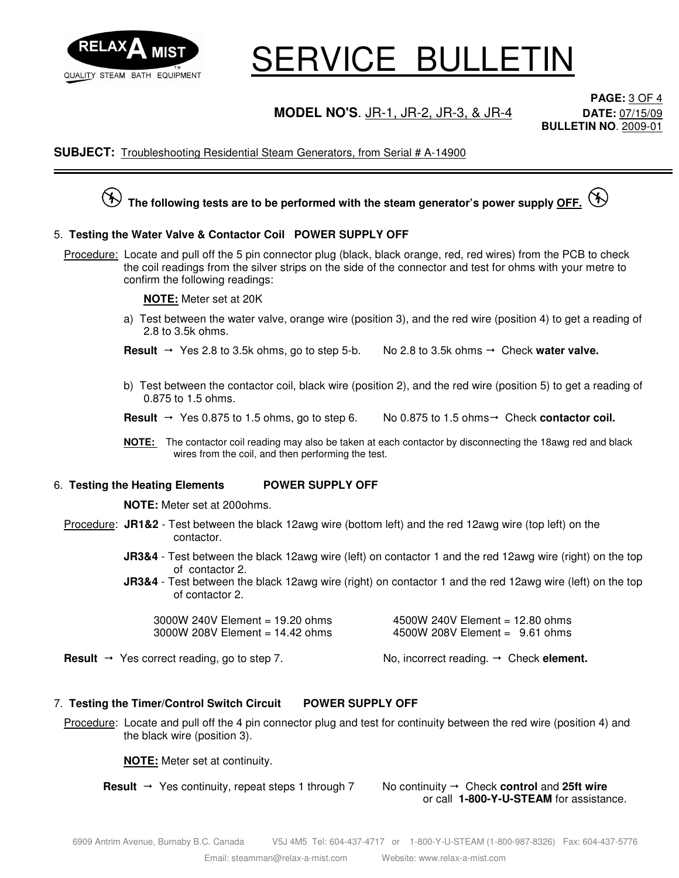RELAX A MIST
QUALITY STEAM BATH EQUIPMENT

# SERVICE BULLETIN

**MODEL NO'S**. JR-1, JR-2, JR-3, & JR-4

**DATE:** 07/15/09
**BULLETIN NO**. 2009-01

**SUBJECT:** Troubleshooting Residential Steam Generators, from Serial # A-14900

---

**The following tests are to be performed with the steam generator's power supply OFF.**

## 5. Testing the Water Valve & Contactor Coil   POWER SUPPLY OFF

Procedure: Locate and pull off the 5 pin connector plug (black, black orange, red, red wires) from the PCB to check the coil readings from the silver strips on the side of the connector and test for ohms with your metre to confirm the following readings:

**NOTE:** Meter set at 20K

a) Test between the water valve, orange wire (position 3), and the red wire (position 4) to get a reading of 2.8 to 3.5k ohms.

**Result** → Yes 2.8 to 3.5k ohms, go to step 5-b.   No 2.8 to 3.5k ohms → Check **water valve.**

b) Test between the contactor coil, black wire (position 2), and the red wire (position 5) to get a reading of 0.875 to 1.5 ohms.

**Result** → Yes 0.875 to 1.5 ohms, go to step 6.   No 0.875 to 1.5 ohms → Check **contactor coil.**

**NOTE:** The contactor coil reading may also be taken at each contactor by disconnecting the 18awg red and black wires from the coil, and then performing the test.

## 6. Testing the Heating Elements   POWER SUPPLY OFF

**NOTE:** Meter set at 200ohms.

Procedure: **JR1&2** - Test between the black 12awg wire (bottom left) and the red 12awg wire (top left) on the contactor.

**JR3&4** - Test between the black 12awg wire (left) on contactor 1 and the red 12awg wire (right) on the top of contactor 2.

**JR3&4** - Test between the black 12awg wire (right) on contactor 1 and the red 12awg wire (left) on the top of contactor 2.

| | |
|---|---|
| 3000W 240V Element = 19.20 ohms | 4500W 240V Element = 12.80 ohms |
| 3000W 208V Element = 14.42 ohms | 4500W 208V Element = 9.61 ohms |

**Result** → Yes correct reading, go to step 7.   No, incorrect reading. → Check **element.**

## 7. Testing the Timer/Control Switch Circuit   POWER SUPPLY OFF

Procedure: Locate and pull off the 4 pin connector plug and test for continuity between the red wire (position 4) and the black wire (position 3).

**NOTE:** Meter set at continuity.

**Result** → Yes continuity, repeat steps 1 through 7   No continuity → Check **control** and **25ft wire** or call **1-800-Y-U-STEAM** for assistance.

6909 Antrim Avenue, Burnaby B.C. Canada V5J 4M5 Tel: 604-437-4717 or 1-800-Y-U-STEAM (1-800-987-8326) Fax: 604-437-5776
Email: steamman@relax-a-mist.com Website: www.relax-a-mist.com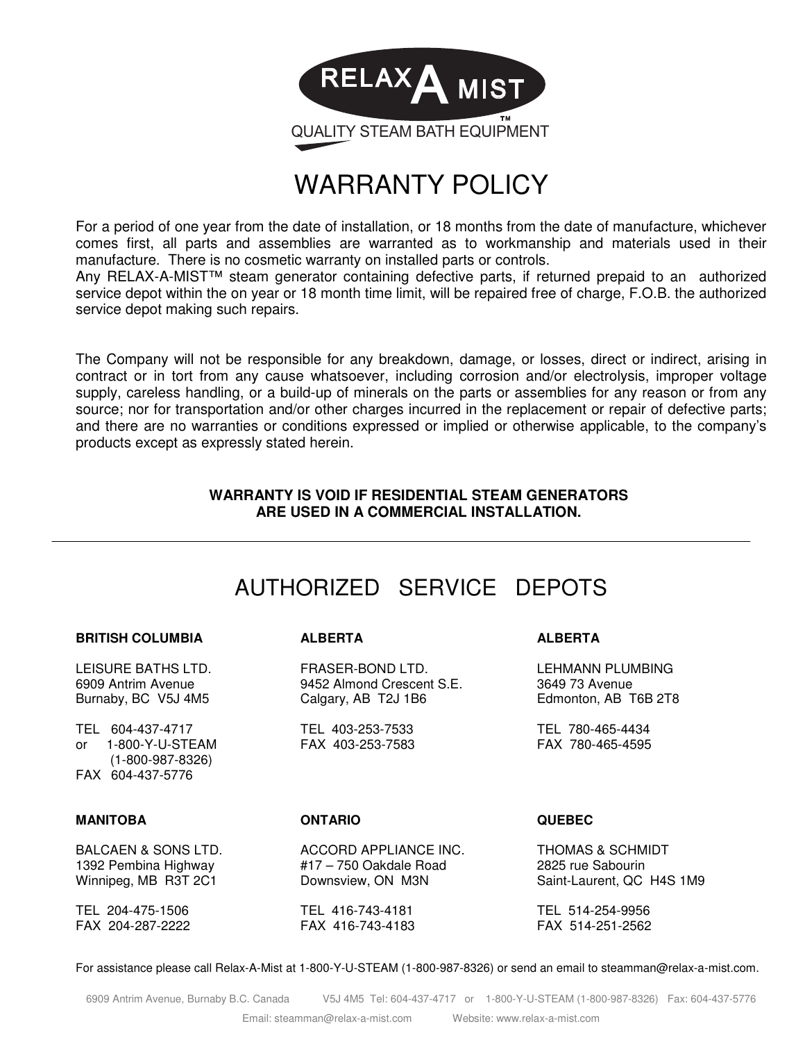RELAX A MIST™

QUALITY STEAM BATH EQUIPMENT

# WARRANTY POLICY

For a period of one year from the date of installation, or 18 months from the date of manufacture, whichever comes first, all parts and assemblies are warranted as to workmanship and materials used in their manufacture. There is no cosmetic warranty on installed parts or controls.
Any RELAX-A-MIST™ steam generator containing defective parts, if returned prepaid to an authorized service depot within the on year or 18 month time limit, will be repaired free of charge, F.O.B. the authorized service depot making such repairs.

The Company will not be responsible for any breakdown, damage, or losses, direct or indirect, arising in contract or in tort from any cause whatsoever, including corrosion and/or electrolysis, improper voltage supply, careless handling, or a build-up of minerals on the parts or assemblies for any reason or from any source; nor for transportation and/or other charges incurred in the replacement or repair of defective parts; and there are no warranties or conditions expressed or implied or otherwise applicable, to the company's products except as expressly stated herein.

**WARRANTY IS VOID IF RESIDENTIAL STEAM GENERATORS ARE USED IN A COMMERCIAL INSTALLATION.**

---

# AUTHORIZED SERVICE DEPOTS

**BRITISH COLUMBIA**

LEISURE BATHS LTD.
6909 Antrim Avenue
Burnaby, BC V5J 4M5

TEL 604-437-4717
or 1-800-Y-U-STEAM
(1-800-987-8326)
FAX 604-437-5776

**ALBERTA**

FRASER-BOND LTD.
9452 Almond Crescent S.E.
Calgary, AB T2J 1B6

TEL 403-253-7533
FAX 403-253-7583

**ALBERTA**

LEHMANN PLUMBING
3649 73 Avenue
Edmonton, AB T6B 2T8

TEL 780-465-4434
FAX 780-465-4595

**MANITOBA**

BALCAEN & SONS LTD.
1392 Pembina Highway
Winnipeg, MB R3T 2C1

TEL 204-475-1506
FAX 204-287-2222

**ONTARIO**

ACCORD APPLIANCE INC.
#17 – 750 Oakdale Road
Downsview, ON M3N

TEL 416-743-4181
FAX 416-743-4183

**QUEBEC**

THOMAS & SCHMIDT
2825 rue Sabourin
Saint-Laurent, QC H4S 1M9

TEL 514-254-9956
FAX 514-251-2562

For assistance please call Relax-A-Mist at 1-800-Y-U-STEAM (1-800-987-8326) or send an email to steamman@relax-a-mist.com.

6909 Antrim Avenue, Burnaby B.C. Canada V5J 4M5 Tel: 604-437-4717 or 1-800-Y-U-STEAM (1-800-987-8326) Fax: 604-437-5776
Email: steamman@relax-a-mist.com Website: www.relax-a-mist.com